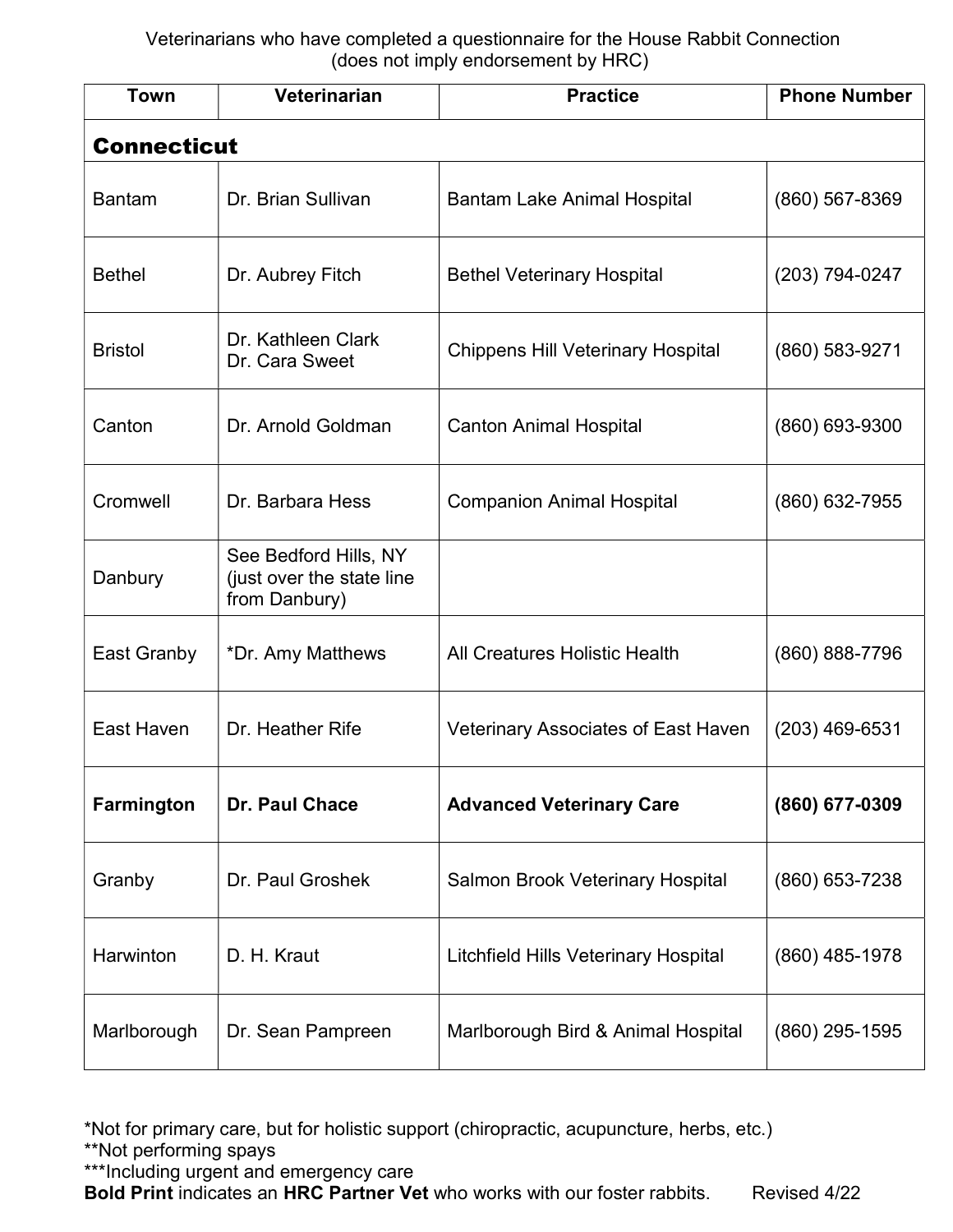Veterinarians who have completed a questionnaire for the House Rabbit Connection
(does not imply endorsement by HRC)

| Town | Veterinarian | Practice | Phone Number |
|---|---|---|---|
| **Connecticut** | | | |
| Bantam | Dr. Brian Sullivan | Bantam Lake Animal Hospital | (860) 567-8369 |
| Bethel | Dr. Aubrey Fitch | Bethel Veterinary Hospital | (203) 794-0247 |
| Bristol | Dr. Kathleen Clark<br>Dr. Cara Sweet | Chippens Hill Veterinary Hospital | (860) 583-9271 |
| Canton | Dr. Arnold Goldman | Canton Animal Hospital | (860) 693-9300 |
| Cromwell | Dr. Barbara Hess | Companion Animal Hospital | (860) 632-7955 |
| Danbury | See Bedford Hills, NY (just over the state line from Danbury) | | |
| East Granby | *Dr. Amy Matthews | All Creatures Holistic Health | (860) 888-7796 |
| East Haven | Dr. Heather Rife | Veterinary Associates of East Haven | (203) 469-6531 |
| **Farmington** | **Dr. Paul Chace** | **Advanced Veterinary Care** | **(860) 677-0309** |
| Granby | Dr. Paul Groshek | Salmon Brook Veterinary Hospital | (860) 653-7238 |
| Harwinton | D. H. Kraut | Litchfield Hills Veterinary Hospital | (860) 485-1978 |
| Marlborough | Dr. Sean Pampreen | Marlborough Bird & Animal Hospital | (860) 295-1595 |

*Not for primary care, but for holistic support (chiropractic, acupuncture, herbs, etc.)
**Not performing spays
***Including urgent and emergency care
**Bold Print** indicates an **HRC Partner Vet** who works with our foster rabbits. Revised 4/22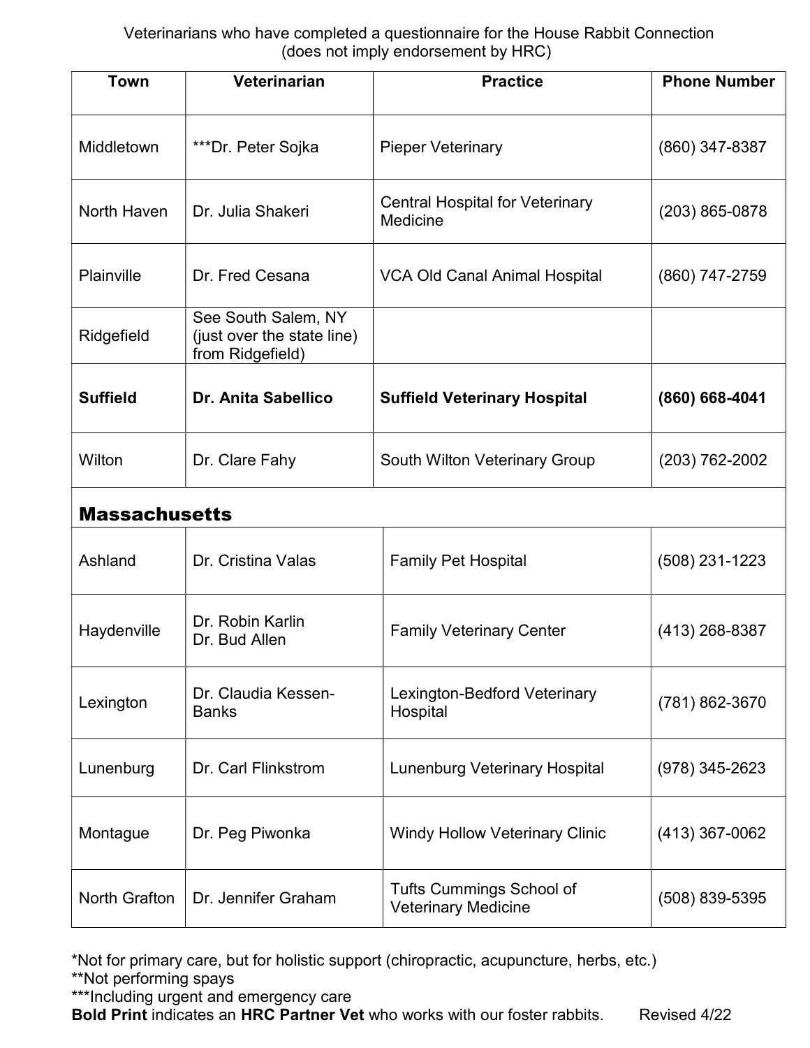Veterinarians who have completed a questionnaire for the House Rabbit Connection
(does not imply endorsement by HRC)

| Town | Veterinarian | Practice | Phone Number |
|---|---|---|---|
| Middletown | ***Dr. Peter Sojka | Pieper Veterinary | (860) 347-8387 |
| North Haven | Dr. Julia Shakeri | Central Hospital for Veterinary Medicine | (203) 865-0878 |
| Plainville | Dr. Fred Cesana | VCA Old Canal Animal Hospital | (860) 747-2759 |
| Ridgefield | See South Salem, NY (just over the state line) from Ridgefield) | | |
| **Suffield** | **Dr. Anita Sabellico** | **Suffield Veterinary Hospital** | **(860) 668-4041** |
| Wilton | Dr. Clare Fahy | South Wilton Veterinary Group | (203) 762-2002 |
| **Massachusetts** | | | |
| Ashland | Dr. Cristina Valas | Family Pet Hospital | (508) 231-1223 |
| Haydenville | Dr. Robin Karlin<br>Dr. Bud Allen | Family Veterinary Center | (413) 268-8387 |
| Lexington | Dr. Claudia Kessen-Banks | Lexington-Bedford Veterinary Hospital | (781) 862-3670 |
| Lunenburg | Dr. Carl Flinkstrom | Lunenburg Veterinary Hospital | (978) 345-2623 |
| Montague | Dr. Peg Piwonka | Windy Hollow Veterinary Clinic | (413) 367-0062 |
| North Grafton | Dr. Jennifer Graham | Tufts Cummings School of Veterinary Medicine | (508) 839-5395 |

*Not for primary care, but for holistic support (chiropractic, acupuncture, herbs, etc.)
**Not performing spays
***Including urgent and emergency care
**Bold Print** indicates an **HRC Partner Vet** who works with our foster rabbits. Revised 4/22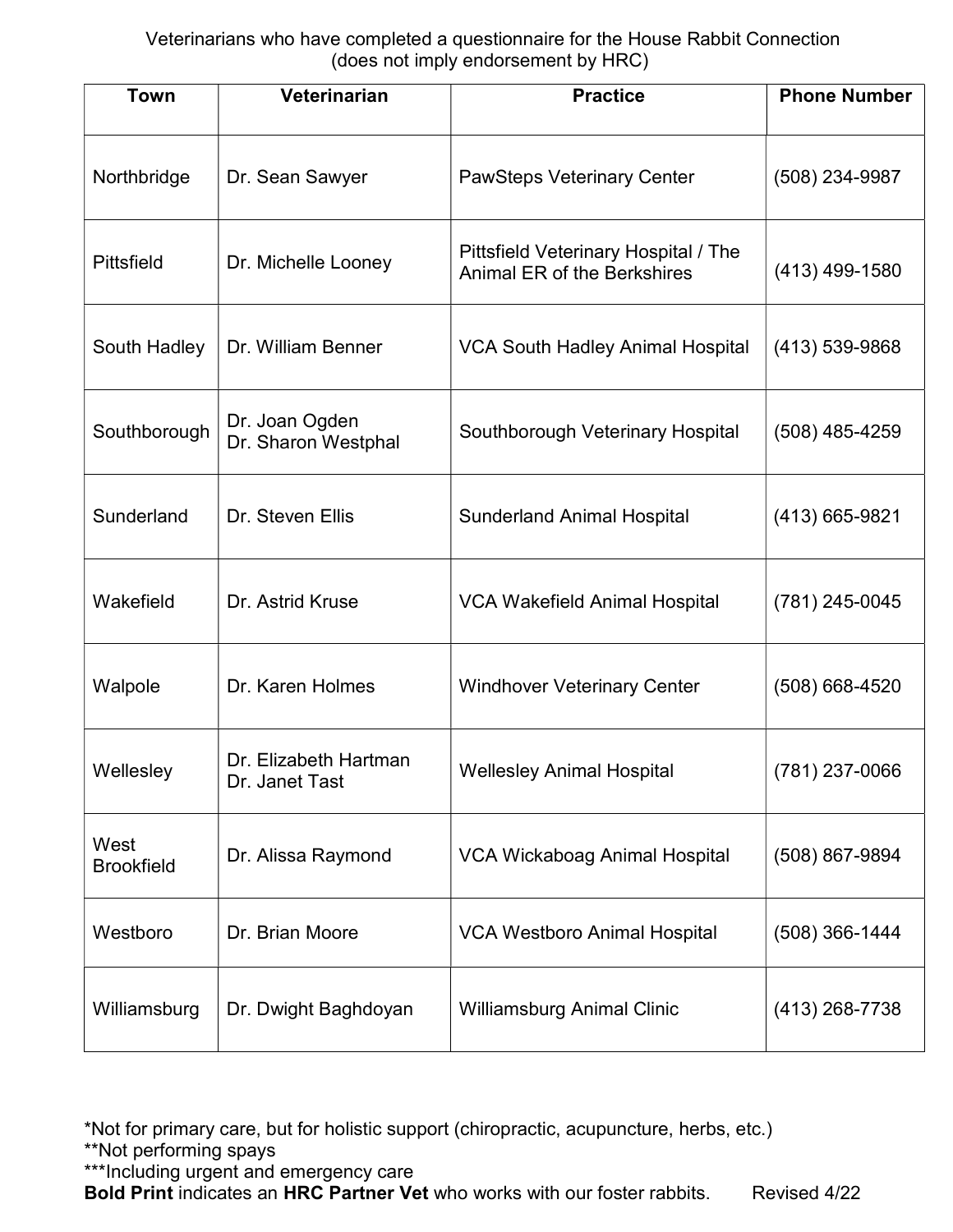Veterinarians who have completed a questionnaire for the House Rabbit Connection
(does not imply endorsement by HRC)

| Town | Veterinarian | Practice | Phone Number |
|---|---|---|---|
| Northbridge | Dr. Sean Sawyer | PawSteps Veterinary Center | (508) 234-9987 |
| Pittsfield | Dr. Michelle Looney | Pittsfield Veterinary Hospital / The Animal ER of the Berkshires | (413) 499-1580 |
| South Hadley | Dr. William Benner | VCA South Hadley Animal Hospital | (413) 539-9868 |
| Southborough | Dr. Joan Ogden<br>Dr. Sharon Westphal | Southborough Veterinary Hospital | (508) 485-4259 |
| Sunderland | Dr. Steven Ellis | Sunderland Animal Hospital | (413) 665-9821 |
| Wakefield | Dr. Astrid Kruse | VCA Wakefield Animal Hospital | (781) 245-0045 |
| Walpole | Dr. Karen Holmes | Windhover Veterinary Center | (508) 668-4520 |
| Wellesley | Dr. Elizabeth Hartman<br>Dr. Janet Tast | Wellesley Animal Hospital | (781) 237-0066 |
| West Brookfield | Dr. Alissa Raymond | VCA Wickaboag Animal Hospital | (508) 867-9894 |
| Westboro | Dr. Brian Moore | VCA Westboro Animal Hospital | (508) 366-1444 |
| Williamsburg | Dr. Dwight Baghdoyan | Williamsburg Animal Clinic | (413) 268-7738 |

*Not for primary care, but for holistic support (chiropractic, acupuncture, herbs, etc.)
**Not performing spays
***Including urgent and emergency care
**Bold Print** indicates an **HRC Partner Vet** who works with our foster rabbits. Revised 4/22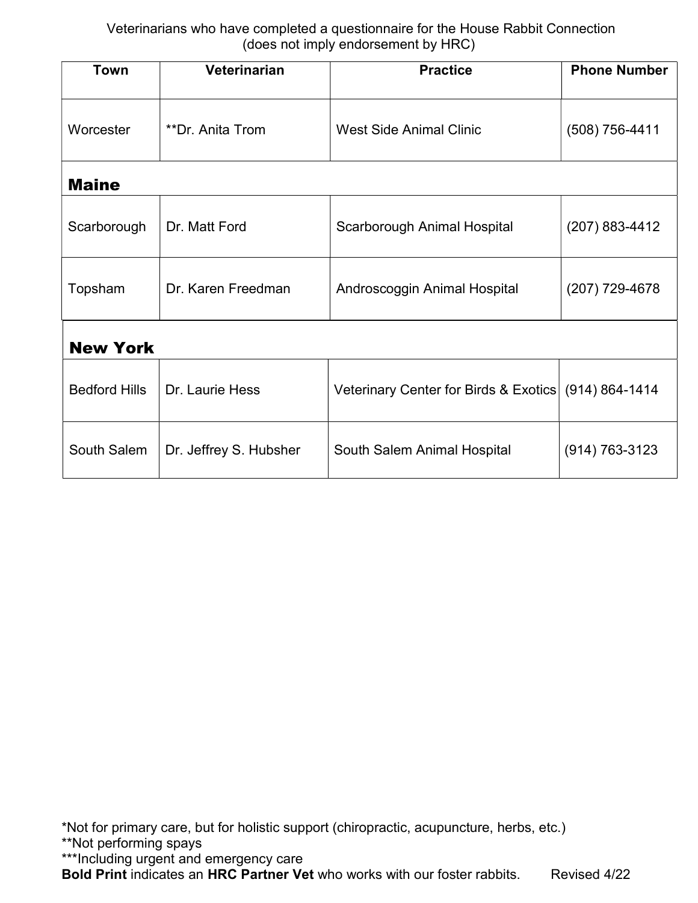Veterinarians who have completed a questionnaire for the House Rabbit Connection (does not imply endorsement by HRC)

| Town | Veterinarian | Practice | Phone Number |
|---|---|---|---|
| Worcester | **Dr. Anita Trom | West Side Animal Clinic | (508) 756-4411 |
| **Maine** | | | |
| Scarborough | Dr. Matt Ford | Scarborough Animal Hospital | (207) 883-4412 |
| Topsham | Dr. Karen Freedman | Androscoggin Animal Hospital | (207) 729-4678 |
| **New York** | | | |
| Bedford Hills | Dr. Laurie Hess | Veterinary Center for Birds & Exotics | (914) 864-1414 |
| South Salem | Dr. Jeffrey S. Hubsher | South Salem Animal Hospital | (914) 763-3123 |

*Not for primary care, but for holistic support (chiropractic, acupuncture, herbs, etc.)
**Not performing spays
***Including urgent and emergency care
**Bold Print** indicates an **HRC Partner Vet** who works with our foster rabbits. Revised 4/22